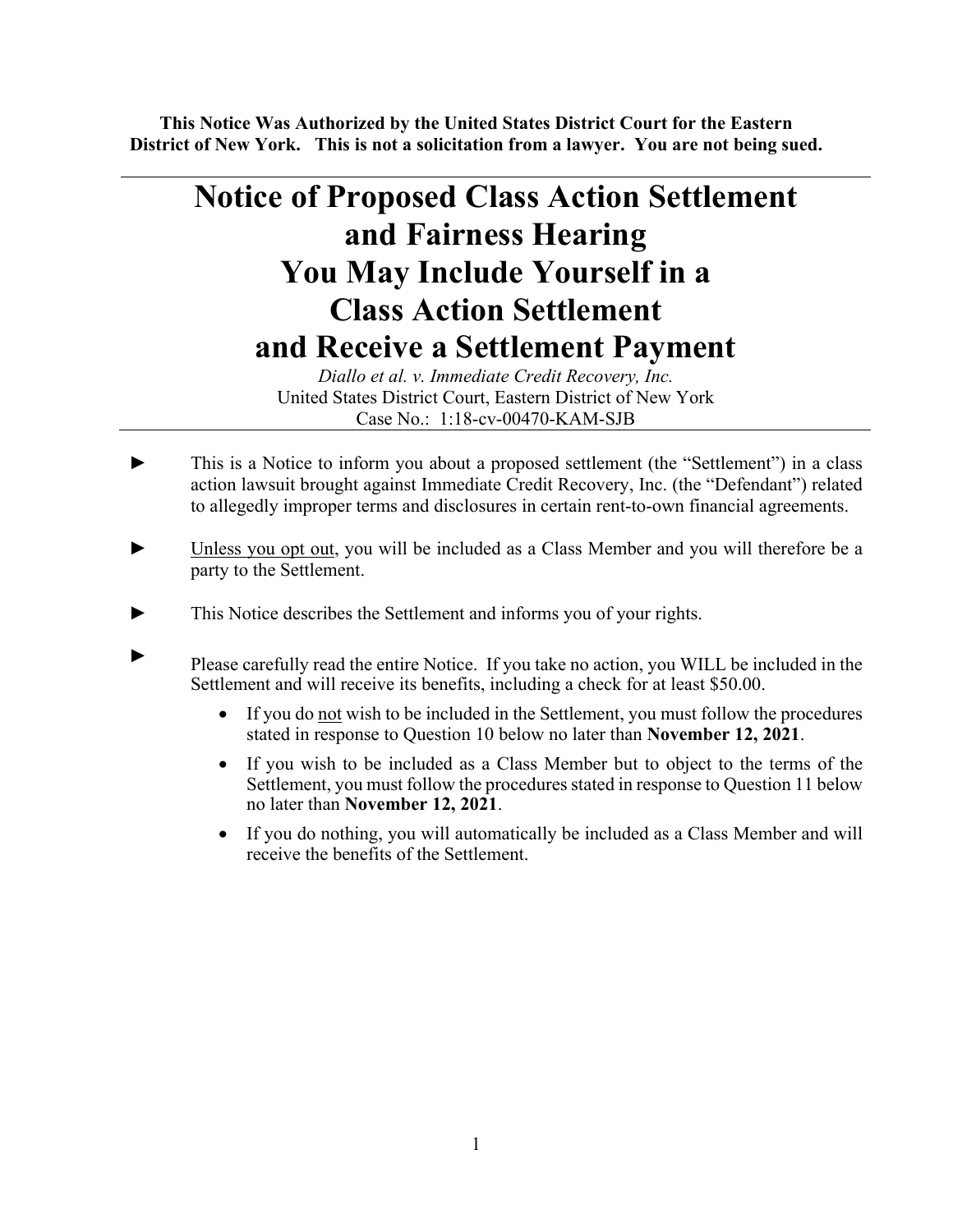**This Notice Was Authorized by the United States District Court for the Eastern District of New York. This is not a solicitation from a lawyer. You are not being sued.**

---

# Notice of Proposed Class Action Settlement and Fairness Hearing You May Include Yourself in a Class Action Settlement and Receive a Settlement Payment

*Diallo et al. v. Immediate Credit Recovery, Inc.*
United States District Court, Eastern District of New York
Case No.: 1:18-cv-00470-KAM-SJB

---

► This is a Notice to inform you about a proposed settlement (the "Settlement") in a class action lawsuit brought against Immediate Credit Recovery, Inc. (the "Defendant") related to allegedly improper terms and disclosures in certain rent-to-own financial agreements.

► Unless you opt out, you will be included as a Class Member and you will therefore be a party to the Settlement.

► This Notice describes the Settlement and informs you of your rights.

► Please carefully read the entire Notice. If you take no action, you WILL be included in the Settlement and will receive its benefits, including a check for at least $50.00.

- If you do not wish to be included in the Settlement, you must follow the procedures stated in response to Question 10 below no later than **November 12, 2021**.
- If you wish to be included as a Class Member but to object to the terms of the Settlement, you must follow the procedures stated in response to Question 11 below no later than **November 12, 2021**.
- If you do nothing, you will automatically be included as a Class Member and will receive the benefits of the Settlement.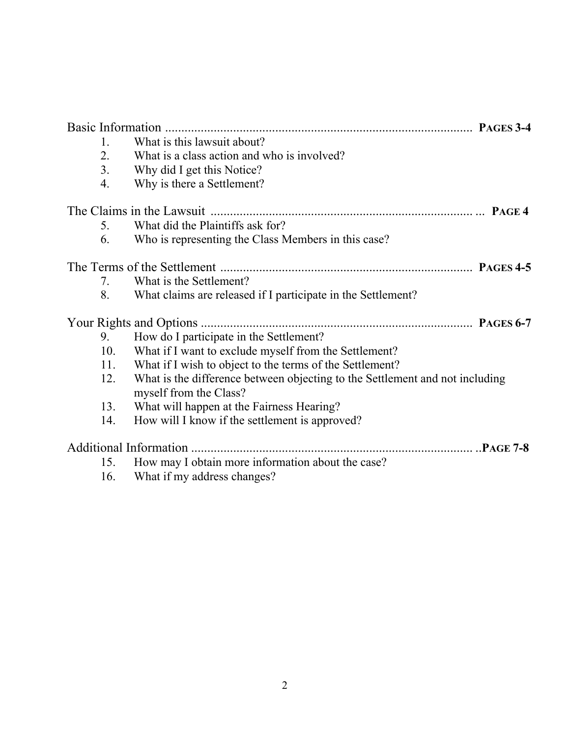Basic Information .............................................................................................. **PAGES 3-4**

1. What is this lawsuit about?
2. What is a class action and who is involved?
3. Why did I get this Notice?
4. Why is there a Settlement?

The Claims in the Lawsuit ................................................................................. ... **PAGE 4**

5. What did the Plaintiffs ask for?
6. Who is representing the Class Members in this case?

The Terms of the Settlement ............................................................................. **PAGES 4-5**

7. What is the Settlement?
8. What claims are released if I participate in the Settlement?

Your Rights and Options .................................................................................... **PAGES 6-7**

9. How do I participate in the Settlement?
10. What if I want to exclude myself from the Settlement?
11. What if I wish to object to the terms of the Settlement?
12. What is the difference between objecting to the Settlement and not including myself from the Class?
13. What will happen at the Fairness Hearing?
14. How will I know if the settlement is approved?

Additional Information ....................................................................................... ..**PAGE 7-8**

15. How may I obtain more information about the case?
16. What if my address changes?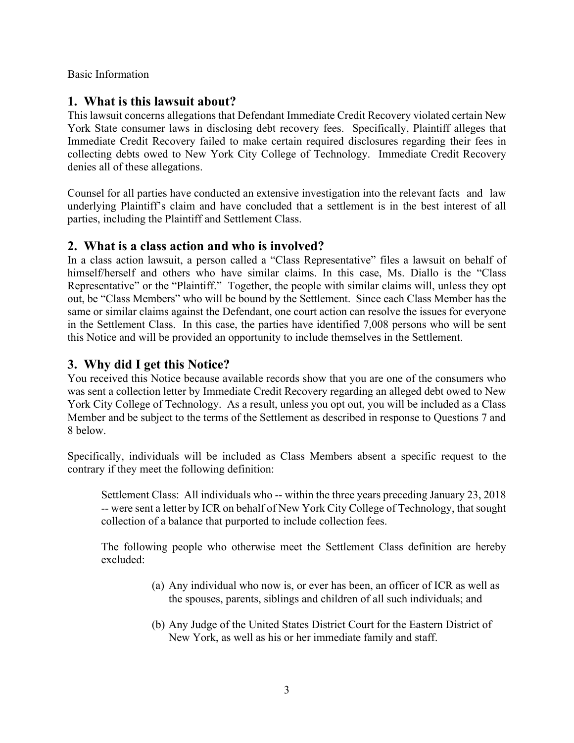Basic Information

## 1. What is this lawsuit about?

This lawsuit concerns allegations that Defendant Immediate Credit Recovery violated certain New York State consumer laws in disclosing debt recovery fees. Specifically, Plaintiff alleges that Immediate Credit Recovery failed to make certain required disclosures regarding their fees in collecting debts owed to New York City College of Technology. Immediate Credit Recovery denies all of these allegations.

Counsel for all parties have conducted an extensive investigation into the relevant facts and law underlying Plaintiff's claim and have concluded that a settlement is in the best interest of all parties, including the Plaintiff and Settlement Class.

## 2. What is a class action and who is involved?

In a class action lawsuit, a person called a "Class Representative" files a lawsuit on behalf of himself/herself and others who have similar claims. In this case, Ms. Diallo is the "Class Representative" or the "Plaintiff." Together, the people with similar claims will, unless they opt out, be "Class Members" who will be bound by the Settlement. Since each Class Member has the same or similar claims against the Defendant, one court action can resolve the issues for everyone in the Settlement Class. In this case, the parties have identified 7,008 persons who will be sent this Notice and will be provided an opportunity to include themselves in the Settlement.

## 3. Why did I get this Notice?

You received this Notice because available records show that you are one of the consumers who was sent a collection letter by Immediate Credit Recovery regarding an alleged debt owed to New York City College of Technology. As a result, unless you opt out, you will be included as a Class Member and be subject to the terms of the Settlement as described in response to Questions 7 and 8 below.

Specifically, individuals will be included as Class Members absent a specific request to the contrary if they meet the following definition:

> Settlement Class: All individuals who -- within the three years preceding January 23, 2018 -- were sent a letter by ICR on behalf of New York City College of Technology, that sought collection of a balance that purported to include collection fees.
>
> The following people who otherwise meet the Settlement Class definition are hereby excluded:
>
> (a) Any individual who now is, or ever has been, an officer of ICR as well as the spouses, parents, siblings and children of all such individuals; and
>
> (b) Any Judge of the United States District Court for the Eastern District of New York, as well as his or her immediate family and staff.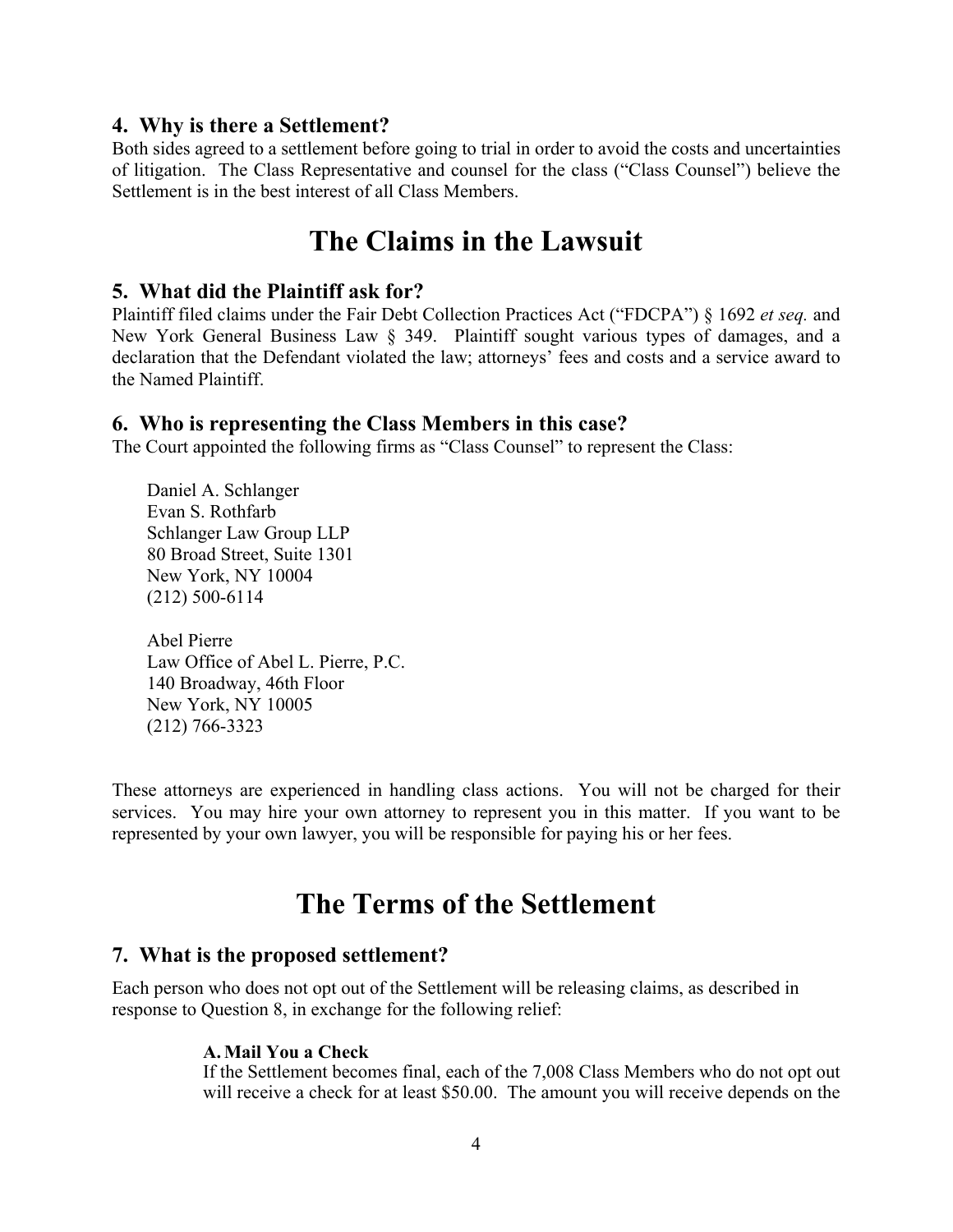### 4. Why is there a Settlement?

Both sides agreed to a settlement before going to trial in order to avoid the costs and uncertainties of litigation. The Class Representative and counsel for the class ("Class Counsel") believe the Settlement is in the best interest of all Class Members.

# The Claims in the Lawsuit

### 5. What did the Plaintiff ask for?

Plaintiff filed claims under the Fair Debt Collection Practices Act ("FDCPA") § 1692 *et seq.* and New York General Business Law § 349. Plaintiff sought various types of damages, and a declaration that the Defendant violated the law; attorneys' fees and costs and a service award to the Named Plaintiff.

### 6. Who is representing the Class Members in this case?

The Court appointed the following firms as "Class Counsel" to represent the Class:

Daniel A. Schlanger
Evan S. Rothfarb
Schlanger Law Group LLP
80 Broad Street, Suite 1301
New York, NY 10004
(212) 500-6114

Abel Pierre
Law Office of Abel L. Pierre, P.C.
140 Broadway, 46th Floor
New York, NY 10005
(212) 766-3323

These attorneys are experienced in handling class actions. You will not be charged for their services. You may hire your own attorney to represent you in this matter. If you want to be represented by your own lawyer, you will be responsible for paying his or her fees.

# The Terms of the Settlement

### 7. What is the proposed settlement?

Each person who does not opt out of the Settlement will be releasing claims, as described in response to Question 8, in exchange for the following relief:

**A. Mail You a Check**

If the Settlement becomes final, each of the 7,008 Class Members who do not opt out will receive a check for at least $50.00. The amount you will receive depends on the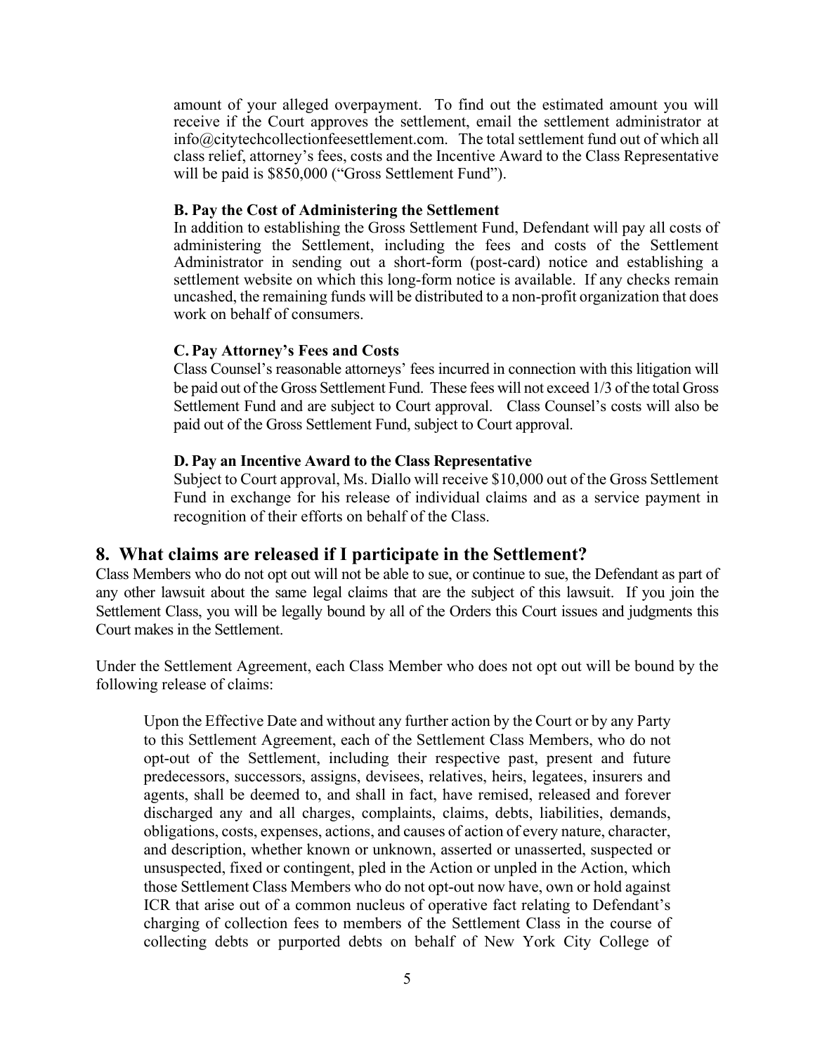amount of your alleged overpayment. To find out the estimated amount you will receive if the Court approves the settlement, email the settlement administrator at info@citytechcollectionfeesettlement.com. The total settlement fund out of which all class relief, attorney's fees, costs and the Incentive Award to the Class Representative will be paid is $850,000 ("Gross Settlement Fund").

**B. Pay the Cost of Administering the Settlement**

In addition to establishing the Gross Settlement Fund, Defendant will pay all costs of administering the Settlement, including the fees and costs of the Settlement Administrator in sending out a short-form (post-card) notice and establishing a settlement website on which this long-form notice is available. If any checks remain uncashed, the remaining funds will be distributed to a non-profit organization that does work on behalf of consumers.

**C. Pay Attorney's Fees and Costs**

Class Counsel's reasonable attorneys' fees incurred in connection with this litigation will be paid out of the Gross Settlement Fund. These fees will not exceed 1/3 of the total Gross Settlement Fund and are subject to Court approval. Class Counsel's costs will also be paid out of the Gross Settlement Fund, subject to Court approval.

**D. Pay an Incentive Award to the Class Representative**

Subject to Court approval, Ms. Diallo will receive $10,000 out of the Gross Settlement Fund in exchange for his release of individual claims and as a service payment in recognition of their efforts on behalf of the Class.

## 8. What claims are released if I participate in the Settlement?

Class Members who do not opt out will not be able to sue, or continue to sue, the Defendant as part of any other lawsuit about the same legal claims that are the subject of this lawsuit. If you join the Settlement Class, you will be legally bound by all of the Orders this Court issues and judgments this Court makes in the Settlement.

Under the Settlement Agreement, each Class Member who does not opt out will be bound by the following release of claims:

> Upon the Effective Date and without any further action by the Court or by any Party to this Settlement Agreement, each of the Settlement Class Members, who do not opt-out of the Settlement, including their respective past, present and future predecessors, successors, assigns, devisees, relatives, heirs, legatees, insurers and agents, shall be deemed to, and shall in fact, have remised, released and forever discharged any and all charges, complaints, claims, debts, liabilities, demands, obligations, costs, expenses, actions, and causes of action of every nature, character, and description, whether known or unknown, asserted or unasserted, suspected or unsuspected, fixed or contingent, pled in the Action or unpled in the Action, which those Settlement Class Members who do not opt-out now have, own or hold against ICR that arise out of a common nucleus of operative fact relating to Defendant's charging of collection fees to members of the Settlement Class in the course of collecting debts or purported debts on behalf of New York City College of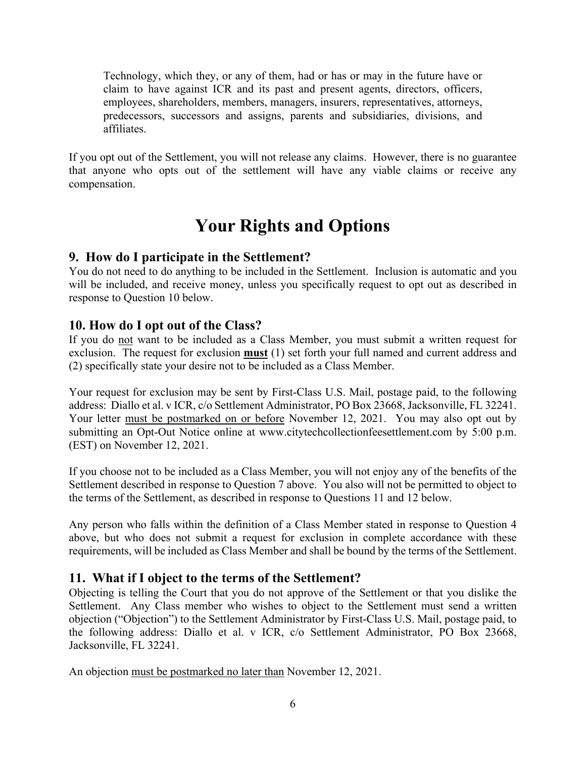> Technology, which they, or any of them, had or has or may in the future have or claim to have against ICR and its past and present agents, directors, officers, employees, shareholders, members, managers, insurers, representatives, attorneys, predecessors, successors and assigns, parents and subsidiaries, divisions, and affiliates.

If you opt out of the Settlement, you will not release any claims. However, there is no guarantee that anyone who opts out of the settlement will have any viable claims or receive any compensation.

# Your Rights and Options

## 9. How do I participate in the Settlement?

You do not need to do anything to be included in the Settlement. Inclusion is automatic and you will be included, and receive money, unless you specifically request to opt out as described in response to Question 10 below.

## 10. How do I opt out of the Class?

If you do <u>not</u> want to be included as a Class Member, you must submit a written request for exclusion. The request for exclusion <u>**must**</u> (1) set forth your full named and current address and (2) specifically state your desire not to be included as a Class Member.

Your request for exclusion may be sent by First-Class U.S. Mail, postage paid, to the following address: Diallo et al. v ICR, c/o Settlement Administrator, PO Box 23668, Jacksonville, FL 32241. Your letter <u>must be postmarked on or before</u> November 12, 2021. You may also opt out by submitting an Opt-Out Notice online at www.citytechcollectionfeesettlement.com by 5:00 p.m. (EST) on November 12, 2021.

If you choose not to be included as a Class Member, you will not enjoy any of the benefits of the Settlement described in response to Question 7 above. You also will not be permitted to object to the terms of the Settlement, as described in response to Questions 11 and 12 below.

Any person who falls within the definition of a Class Member stated in response to Question 4 above, but who does not submit a request for exclusion in complete accordance with these requirements, will be included as Class Member and shall be bound by the terms of the Settlement.

## 11. What if I object to the terms of the Settlement?

Objecting is telling the Court that you do not approve of the Settlement or that you dislike the Settlement. Any Class member who wishes to object to the Settlement must send a written objection ("Objection") to the Settlement Administrator by First-Class U.S. Mail, postage paid, to the following address: Diallo et al. v ICR, c/o Settlement Administrator, PO Box 23668, Jacksonville, FL 32241.

An objection <u>must be postmarked no later than</u> November 12, 2021.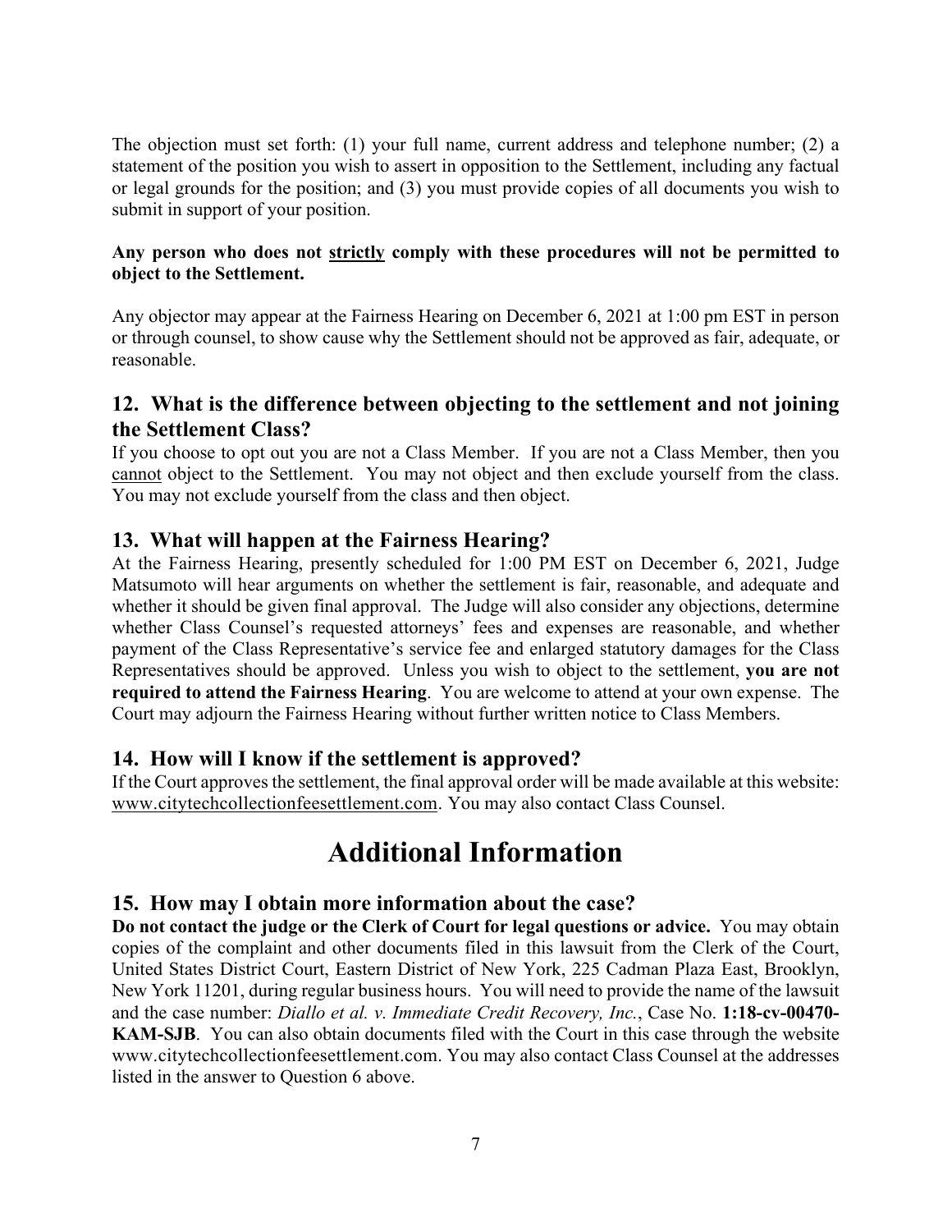The objection must set forth: (1) your full name, current address and telephone number; (2) a statement of the position you wish to assert in opposition to the Settlement, including any factual or legal grounds for the position; and (3) you must provide copies of all documents you wish to submit in support of your position.

**Any person who does not strictly comply with these procedures will not be permitted to object to the Settlement.**

Any objector may appear at the Fairness Hearing on December 6, 2021 at 1:00 pm EST in person or through counsel, to show cause why the Settlement should not be approved as fair, adequate, or reasonable.

## 12. What is the difference between objecting to the settlement and not joining the Settlement Class?

If you choose to opt out you are not a Class Member. If you are not a Class Member, then you cannot object to the Settlement. You may not object and then exclude yourself from the class. You may not exclude yourself from the class and then object.

## 13. What will happen at the Fairness Hearing?

At the Fairness Hearing, presently scheduled for 1:00 PM EST on December 6, 2021, Judge Matsumoto will hear arguments on whether the settlement is fair, reasonable, and adequate and whether it should be given final approval. The Judge will also consider any objections, determine whether Class Counsel's requested attorneys' fees and expenses are reasonable, and whether payment of the Class Representative's service fee and enlarged statutory damages for the Class Representatives should be approved. Unless you wish to object to the settlement, **you are not required to attend the Fairness Hearing**. You are welcome to attend at your own expense. The Court may adjourn the Fairness Hearing without further written notice to Class Members.

## 14. How will I know if the settlement is approved?

If the Court approves the settlement, the final approval order will be made available at this website: www.citytechcollectionfeesettlement.com. You may also contact Class Counsel.

# Additional Information

## 15. How may I obtain more information about the case?

**Do not contact the judge or the Clerk of Court for legal questions or advice.** You may obtain copies of the complaint and other documents filed in this lawsuit from the Clerk of the Court, United States District Court, Eastern District of New York, 225 Cadman Plaza East, Brooklyn, New York 11201, during regular business hours. You will need to provide the name of the lawsuit and the case number: *Diallo et al. v. Immediate Credit Recovery, Inc.*, Case No. **1:18-cv-00470-KAM-SJB**. You can also obtain documents filed with the Court in this case through the website www.citytechcollectionfeesettlement.com. You may also contact Class Counsel at the addresses listed in the answer to Question 6 above.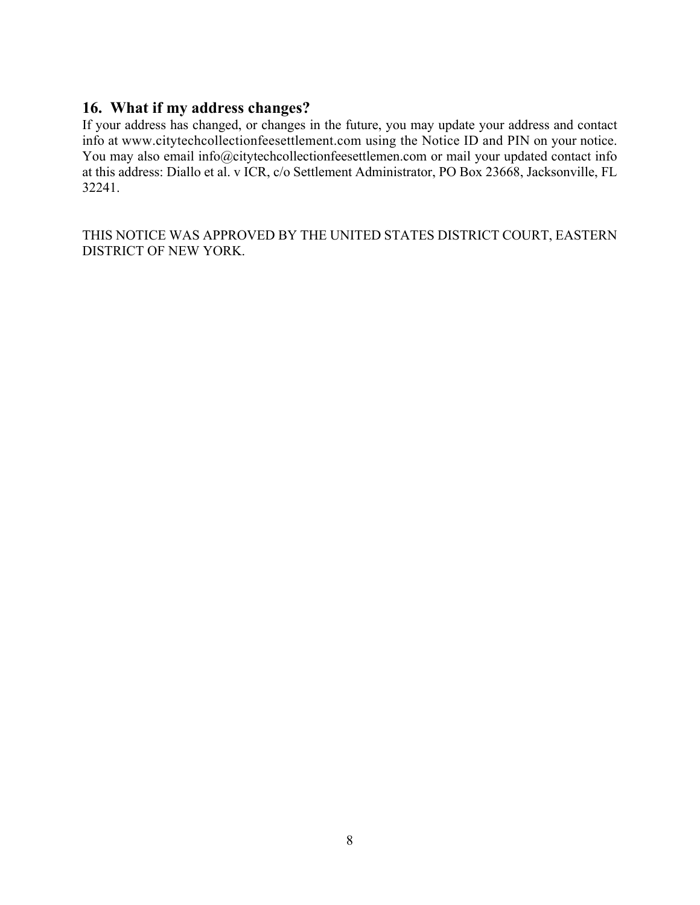## 16. What if my address changes?

If your address has changed, or changes in the future, you may update your address and contact info at www.citytechcollectionfeesettlement.com using the Notice ID and PIN on your notice. You may also email info@citytechcollectionfeesettlemen.com or mail your updated contact info at this address: Diallo et al. v ICR, c/o Settlement Administrator, PO Box 23668, Jacksonville, FL 32241.

THIS NOTICE WAS APPROVED BY THE UNITED STATES DISTRICT COURT, EASTERN DISTRICT OF NEW YORK.